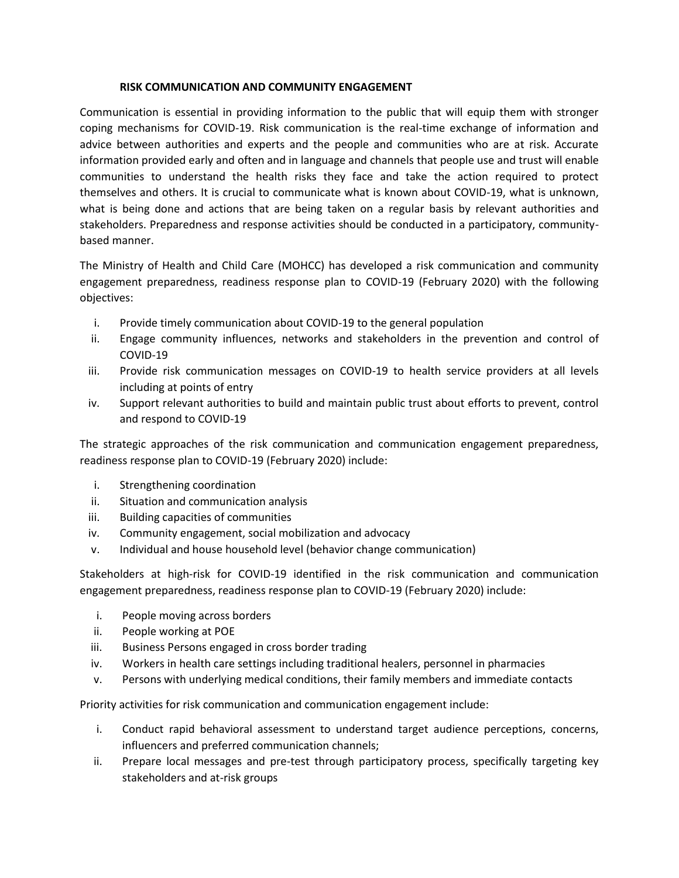## RISK COMMUNICATION AND COMMUNITY ENGAGEMENT

Communication is essential in providing information to the public that will equip them with stronger coping mechanisms for COVID-19. Risk communication is the real-time exchange of information and advice between authorities and experts and the people and communities who are at risk. Accurate information provided early and often and in language and channels that people use and trust will enable communities to understand the health risks they face and take the action required to protect themselves and others. It is crucial to communicate what is known about COVID-19, what is unknown, what is being done and actions that are being taken on a regular basis by relevant authorities and stakeholders. Preparedness and response activities should be conducted in a participatory, community-based manner.

The Ministry of Health and Child Care (MOHCC) has developed a risk communication and community engagement preparedness, readiness response plan to COVID-19 (February 2020) with the following objectives:

i. Provide timely communication about COVID-19 to the general population
ii. Engage community influences, networks and stakeholders in the prevention and control of COVID-19
iii. Provide risk communication messages on COVID-19 to health service providers at all levels including at points of entry
iv. Support relevant authorities to build and maintain public trust about efforts to prevent, control and respond to COVID-19

The strategic approaches of the risk communication and communication engagement preparedness, readiness response plan to COVID-19 (February 2020) include:

i. Strengthening coordination
ii. Situation and communication analysis
iii. Building capacities of communities
iv. Community engagement, social mobilization and advocacy
v. Individual and house household level (behavior change communication)

Stakeholders at high-risk for COVID-19 identified in the risk communication and communication engagement preparedness, readiness response plan to COVID-19 (February 2020) include:

i. People moving across borders
ii. People working at POE
iii. Business Persons engaged in cross border trading
iv. Workers in health care settings including traditional healers, personnel in pharmacies
v. Persons with underlying medical conditions, their family members and immediate contacts

Priority activities for risk communication and communication engagement include:

i. Conduct rapid behavioral assessment to understand target audience perceptions, concerns, influencers and preferred communication channels;
ii. Prepare local messages and pre-test through participatory process, specifically targeting key stakeholders and at-risk groups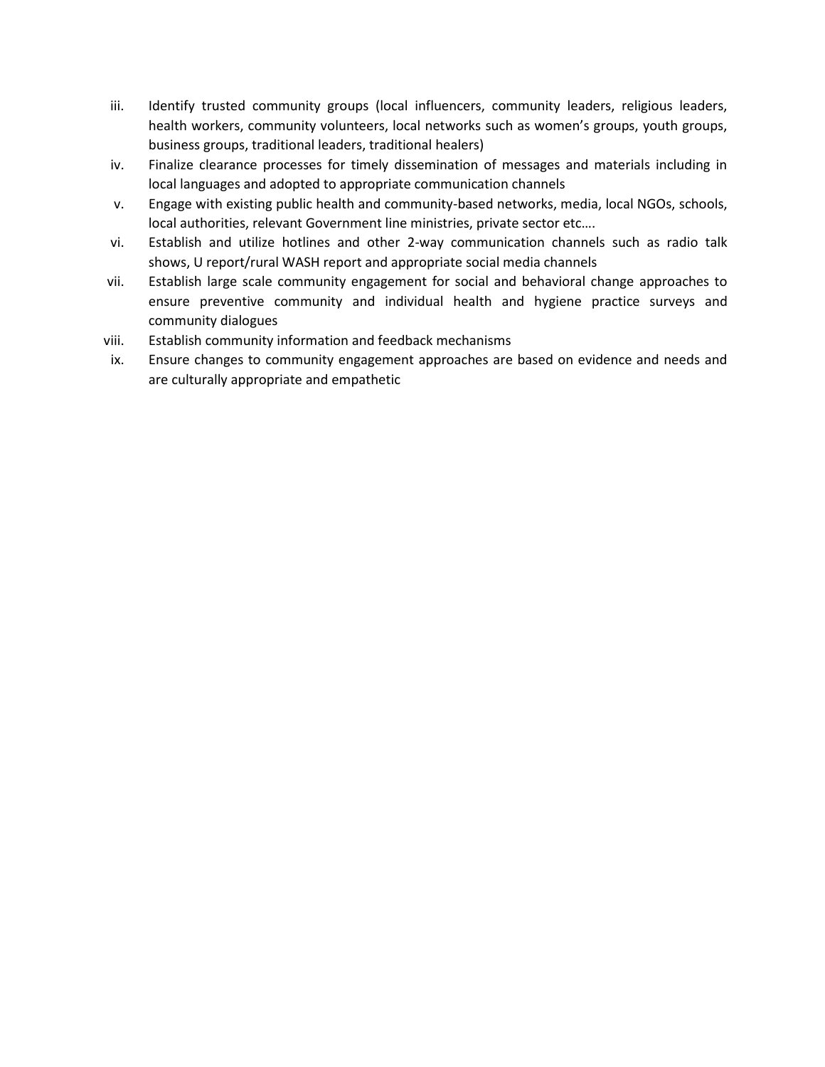iii. Identify trusted community groups (local influencers, community leaders, religious leaders, health workers, community volunteers, local networks such as women's groups, youth groups, business groups, traditional leaders, traditional healers)

iv. Finalize clearance processes for timely dissemination of messages and materials including in local languages and adopted to appropriate communication channels

v. Engage with existing public health and community-based networks, media, local NGOs, schools, local authorities, relevant Government line ministries, private sector etc….

vi. Establish and utilize hotlines and other 2-way communication channels such as radio talk shows, U report/rural WASH report and appropriate social media channels

vii. Establish large scale community engagement for social and behavioral change approaches to ensure preventive community and individual health and hygiene practice surveys and community dialogues

viii. Establish community information and feedback mechanisms

ix. Ensure changes to community engagement approaches are based on evidence and needs and are culturally appropriate and empathetic